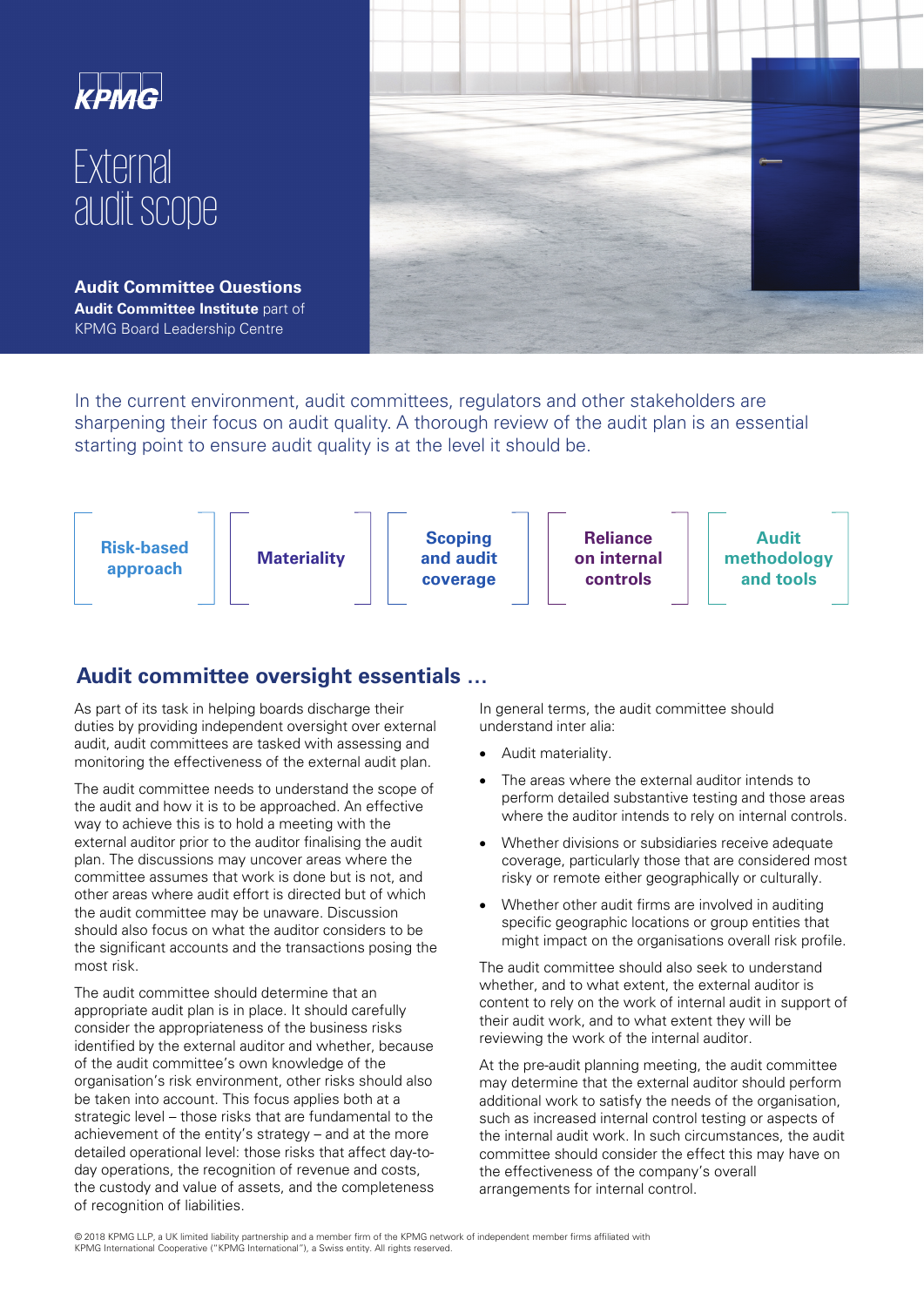KPMG

# External audit scope

**Audit Committee Questions**
**Audit Committee Institute** part of KPMG Board Leadership Centre

In the current environment, audit committees, regulators and other stakeholders are sharpening their focus on audit quality. A thorough review of the audit plan is an essential starting point to ensure audit quality is at the level it should be.

**Risk-based approach** | **Materiality** | **Scoping and audit coverage** | **Reliance on internal controls** | **Audit methodology and tools**

## Audit committee oversight essentials …

As part of its task in helping boards discharge their duties by providing independent oversight over external audit, audit committees are tasked with assessing and monitoring the effectiveness of the external audit plan.

The audit committee needs to understand the scope of the audit and how it is to be approached. An effective way to achieve this is to hold a meeting with the external auditor prior to the auditor finalising the audit plan. The discussions may uncover areas where the committee assumes that work is done but is not, and other areas where audit effort is directed but of which the audit committee may be unaware. Discussion should also focus on what the auditor considers to be the significant accounts and the transactions posing the most risk.

The audit committee should determine that an appropriate audit plan is in place. It should carefully consider the appropriateness of the business risks identified by the external auditor and whether, because of the audit committee's own knowledge of the organisation's risk environment, other risks should also be taken into account. This focus applies both at a strategic level – those risks that are fundamental to the achievement of the entity's strategy – and at the more detailed operational level: those risks that affect day-to-day operations, the recognition of revenue and costs, the custody and value of assets, and the completeness of recognition of liabilities.

In general terms, the audit committee should understand inter alia:

- Audit materiality.
- The areas where the external auditor intends to perform detailed substantive testing and those areas where the auditor intends to rely on internal controls.
- Whether divisions or subsidiaries receive adequate coverage, particularly those that are considered most risky or remote either geographically or culturally.
- Whether other audit firms are involved in auditing specific geographic locations or group entities that might impact on the organisations overall risk profile.

The audit committee should also seek to understand whether, and to what extent, the external auditor is content to rely on the work of internal audit in support of their audit work, and to what extent they will be reviewing the work of the internal auditor.

At the pre-audit planning meeting, the audit committee may determine that the external auditor should perform additional work to satisfy the needs of the organisation, such as increased internal control testing or aspects of the internal audit work. In such circumstances, the audit committee should consider the effect this may have on the effectiveness of the company's overall arrangements for internal control.

© 2018 KPMG LLP, a UK limited liability partnership and a member firm of the KPMG network of independent member firms affiliated with KPMG International Cooperative ("KPMG International"), a Swiss entity. All rights reserved.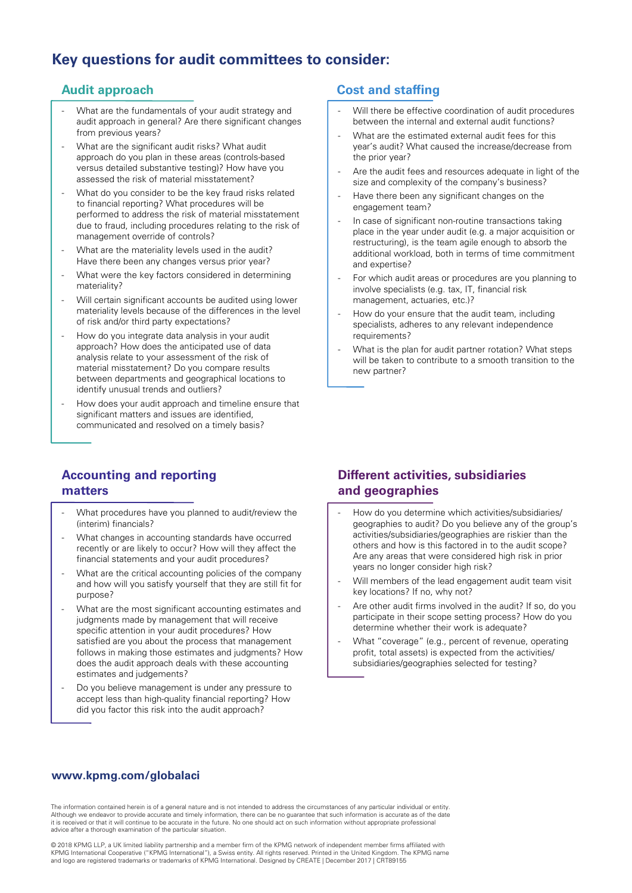# Key questions for audit committees to consider:

## Audit approach

- What are the fundamentals of your audit strategy and audit approach in general? Are there significant changes from previous years?
- What are the significant audit risks? What audit approach do you plan in these areas (controls-based versus detailed substantive testing)? How have you assessed the risk of material misstatement?
- What do you consider to be the key fraud risks related to financial reporting? What procedures will be performed to address the risk of material misstatement due to fraud, including procedures relating to the risk of management override of controls?
- What are the materiality levels used in the audit? Have there been any changes versus prior year?
- What were the key factors considered in determining materiality?
- Will certain significant accounts be audited using lower materiality levels because of the differences in the level of risk and/or third party expectations?
- How do you integrate data analysis in your audit approach? How does the anticipated use of data analysis relate to your assessment of the risk of material misstatement? How do you compare results between departments and geographical locations to identify unusual trends and outliers?
- How does your audit approach and timeline ensure that significant matters and issues are identified, communicated and resolved on a timely basis?

## Cost and staffing

- Will there be effective coordination of audit procedures between the internal and external audit functions?
- What are the estimated external audit fees for this year's audit? What caused the increase/decrease from the prior year?
- Are the audit fees and resources adequate in light of the size and complexity of the company's business?
- Have there been any significant changes on the engagement team?
- In case of significant non-routine transactions taking place in the year under audit (e.g. a major acquisition or restructuring), is the team agile enough to absorb the additional workload, both in terms of time commitment and expertise?
- For which audit areas or procedures are you planning to involve specialists (e.g. tax, IT, financial risk management, actuaries, etc.)?
- How do your ensure that the audit team, including specialists, adheres to any relevant independence requirements?
- What is the plan for audit partner rotation? What steps will be taken to contribute to a smooth transition to the new partner?

## Accounting and reporting matters

- What procedures have you planned to audit/review the (interim) financials?
- What changes in accounting standards have occurred recently or are likely to occur? How will they affect the financial statements and your audit procedures?
- What are the critical accounting policies of the company and how will you satisfy yourself that they are still fit for purpose?
- What are the most significant accounting estimates and judgments made by management that will receive specific attention in your audit procedures? How satisfied are you about the process that management follows in making those estimates and judgments? How does the audit approach deals with these accounting estimates and judgements?
- Do you believe management is under any pressure to accept less than high-quality financial reporting? How did you factor this risk into the audit approach?

## Different activities, subsidiaries and geographies

- How do you determine which activities/subsidiaries/geographies to audit? Do you believe any of the group's activities/subsidiaries/geographies are riskier than the others and how is this factored in to the audit scope? Are any areas that were considered high risk in prior years no longer consider high risk?
- Will members of the lead engagement audit team visit key locations? If no, why not?
- Are other audit firms involved in the audit? If so, do you participate in their scope setting process? How do you determine whether their work is adequate?
- What "coverage" (e.g., percent of revenue, operating profit, total assets) is expected from the activities/subsidiaries/geographies selected for testing?

**www.kpmg.com/globalaci**

The information contained herein is of a general nature and is not intended to address the circumstances of any particular individual or entity. Although we endeavor to provide accurate and timely information, there can be no guarantee that such information is accurate as of the date it is received or that it will continue to be accurate in the future. No one should act on such information without appropriate professional advice after a thorough examination of the particular situation.

© 2018 KPMG LLP, a UK limited liability partnership and a member firm of the KPMG network of independent member firms affiliated with KPMG International Cooperative ("KPMG International"), a Swiss entity. All rights reserved. Printed in the United Kingdom. The KPMG name and logo are registered trademarks or trademarks of KPMG International. Designed by CREATE | December 2017 | CRT89155